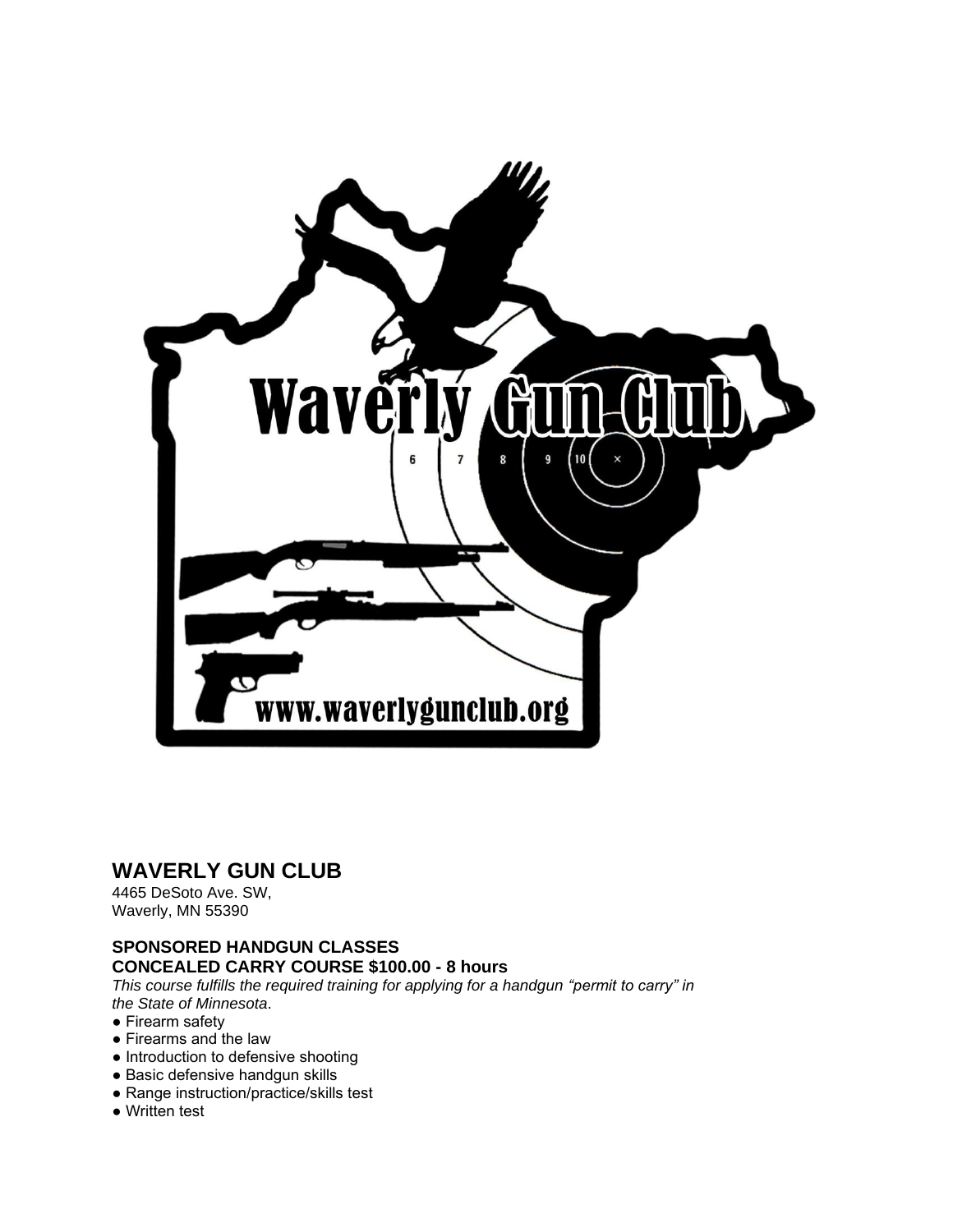## WAVERLY GUN CLUB

4465 DeSoto Ave. SW,
Waverly, MN 55390

### SPONSORED HANDGUN CLASSES

**CONCEALED CARRY COURSE $100.00 - 8 hours**

*This course fulfills the required training for applying for a handgun "permit to carry" in the State of Minnesota*.

- Firearm safety
- Firearms and the law
- Introduction to defensive shooting
- Basic defensive handgun skills
- Range instruction/practice/skills test
- Written test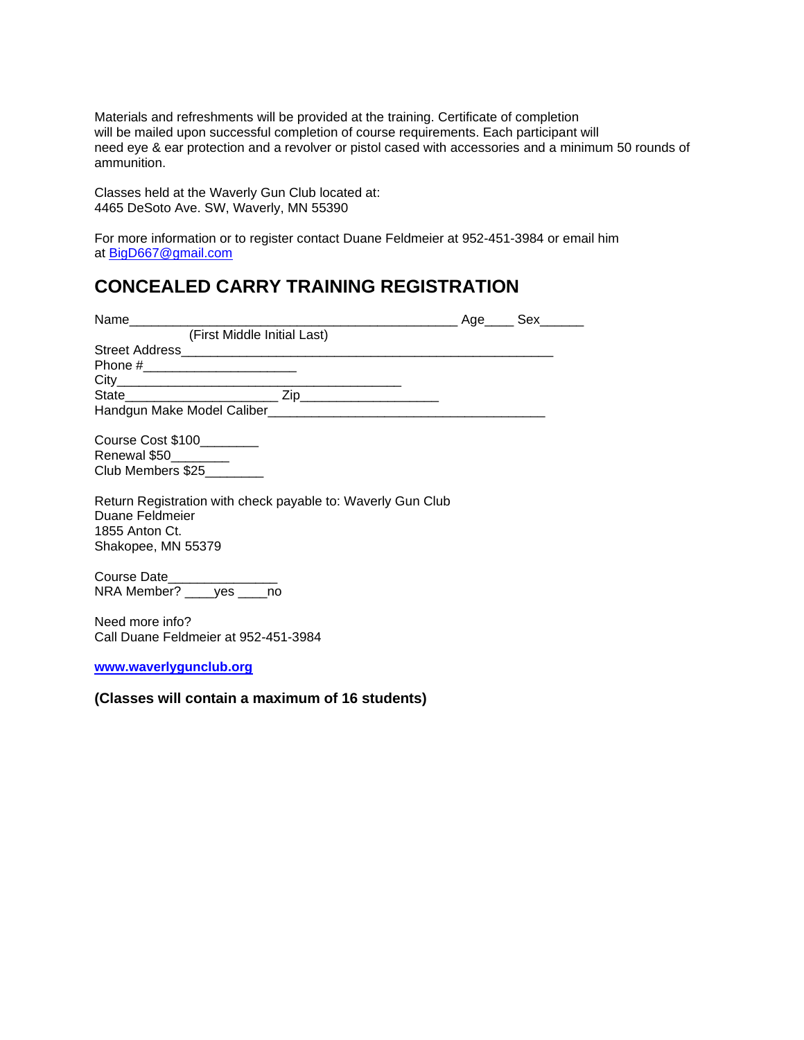Materials and refreshments will be provided at the training. Certificate of completion will be mailed upon successful completion of course requirements. Each participant will need eye & ear protection and a revolver or pistol cased with accessories and a minimum 50 rounds of ammunition.

Classes held at the Waverly Gun Club located at:
4465 DeSoto Ave. SW, Waverly, MN 55390

For more information or to register contact Duane Feldmeier at 952-451-3984 or email him at BigD667@gmail.com

## CONCEALED CARRY TRAINING REGISTRATION

Name_____________________________________________ Age____ Sex______
(First Middle Initial Last)
Street Address__________________________________________________
Phone #____________________
City______________________________________
State____________________ Zip___________________
Handgun Make Model Caliber______________________________________

Course Cost $100________
Renewal $50________
Club Members $25________

Return Registration with check payable to: Waverly Gun Club
Duane Feldmeier
1855 Anton Ct.
Shakopee, MN 55379

Course Date_______________
NRA Member? ____yes ____no

Need more info?
Call Duane Feldmeier at 952-451-3984

**www.waverlygunclub.org**

**(Classes will contain a maximum of 16 students)**